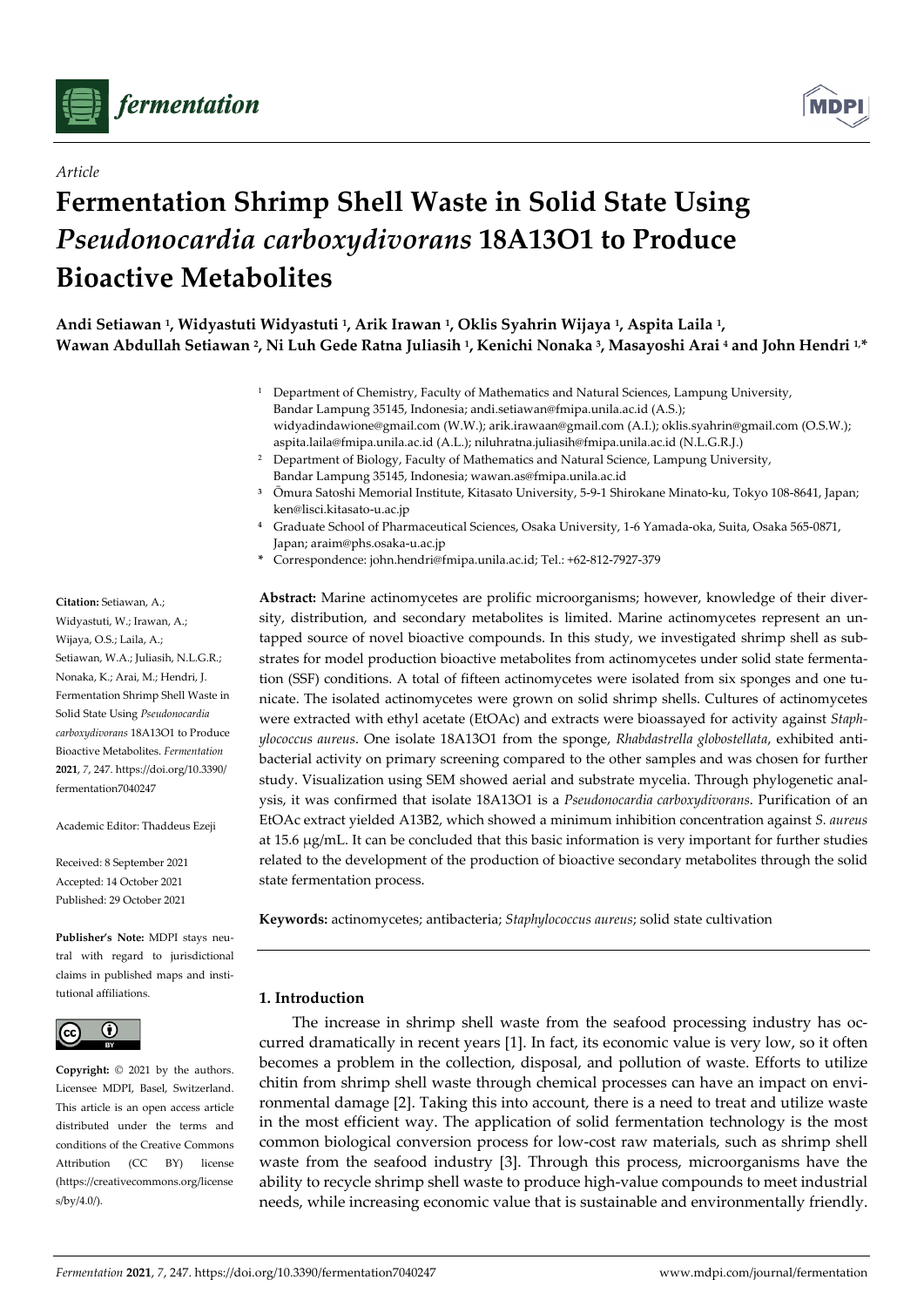*Article*

# Fermentation Shrimp Shell Waste in Solid State Using *Pseudonocardia carboxydivorans* 18A13O1 to Produce Bioactive Metabolites

**Andi Setiawan [1], Widyastuti Widyastuti [1], Arik Irawan [1], Oklis Syahrin Wijaya [1], Aspita Laila [1], Wawan Abdullah Setiawan [2], Ni Luh Gede Ratna Juliasih [1], Kenichi Nonaka [3], Masayoshi Arai [4] and John Hendri [1,*]**

[1] Department of Chemistry, Faculty of Mathematics and Natural Sciences, Lampung University, Bandar Lampung 35145, Indonesia; andi.setiawan@fmipa.unila.ac.id (A.S.); widyadindawione@gmail.com (W.W.); arik.irawaan@gmail.com (A.I.); oklis.syahrin@gmail.com (O.S.W.); aspita.laila@fmipa.unila.ac.id (A.L.); niluhratna.juliasih@fmipa.unila.ac.id (N.L.G.R.J.)

[2] Department of Biology, Faculty of Mathematics and Natural Science, Lampung University, Bandar Lampung 35145, Indonesia; wawan.as@fmipa.unila.ac.id

[3] Ōmura Satoshi Memorial Institute, Kitasato University, 5-9-1 Shirokane Minato-ku, Tokyo 108-8641, Japan; ken@lisci.kitasato-u.ac.jp

[4] Graduate School of Pharmaceutical Sciences, Osaka University, 1-6 Yamada-oka, Suita, Osaka 565-0871, Japan; araim@phs.osaka-u.ac.jp

\* Correspondence: john.hendri@fmipa.unila.ac.id; Tel.: +62-812-7927-379

**Citation:** Setiawan, A.; Widyastuti, W.; Irawan, A.; Wijaya, O.S.; Laila, A.; Setiawan, W.A.; Juliasih, N.L.G.R.; Nonaka, K.; Arai, M.; Hendri, J. Fermentation Shrimp Shell Waste in Solid State Using *Pseudonocardia carboxydivorans* 18A13O1 to Produce Bioactive Metabolites. *Fermentation* **2021**, *7*, 247. https://doi.org/10.3390/fermentation7040247

Academic Editor: Thaddeus Ezeji

Received: 8 September 2021
Accepted: 14 October 2021
Published: 29 October 2021

**Publisher's Note:** MDPI stays neutral with regard to jurisdictional claims in published maps and institutional affiliations.

**Copyright:** © 2021 by the authors. Licensee MDPI, Basel, Switzerland. This article is an open access article distributed under the terms and conditions of the Creative Commons Attribution (CC BY) license (https://creativecommons.org/licenses/by/4.0/).

**Abstract:** Marine actinomycetes are prolific microorganisms; however, knowledge of their diversity, distribution, and secondary metabolites is limited. Marine actinomycetes represent an untapped source of novel bioactive compounds. In this study, we investigated shrimp shell as substrates for model production bioactive metabolites from actinomycetes under solid state fermentation (SSF) conditions. A total of fifteen actinomycetes were isolated from six sponges and one tunicate. The isolated actinomycetes were grown on solid shrimp shells. Cultures of actinomycetes were extracted with ethyl acetate (EtOAc) and extracts were bioassayed for activity against *Staphylococcus aureus*. One isolate 18A13O1 from the sponge, *Rhabdastrella globostellata*, exhibited antibacterial activity on primary screening compared to the other samples and was chosen for further study. Visualization using SEM showed aerial and substrate mycelia. Through phylogenetic analysis, it was confirmed that isolate 18A13O1 is a *Pseudonocardia carboxydivorans*. Purification of an EtOAc extract yielded A13B2, which showed a minimum inhibition concentration against *S. aureus* at 15.6 μg/mL. It can be concluded that this basic information is very important for further studies related to the development of the production of bioactive secondary metabolites through the solid state fermentation process.

**Keywords:** actinomycetes; antibacteria; *Staphylococcus aureus*; solid state cultivation

## 1. Introduction

The increase in shrimp shell waste from the seafood processing industry has occurred dramatically in recent years [1]. In fact, its economic value is very low, so it often becomes a problem in the collection, disposal, and pollution of waste. Efforts to utilize chitin from shrimp shell waste through chemical processes can have an impact on environmental damage [2]. Taking this into account, there is a need to treat and utilize waste in the most efficient way. The application of solid fermentation technology is the most common biological conversion process for low-cost raw materials, such as shrimp shell waste from the seafood industry [3]. Through this process, microorganisms have the ability to recycle shrimp shell waste to produce high-value compounds to meet industrial needs, while increasing economic value that is sustainable and environmentally friendly.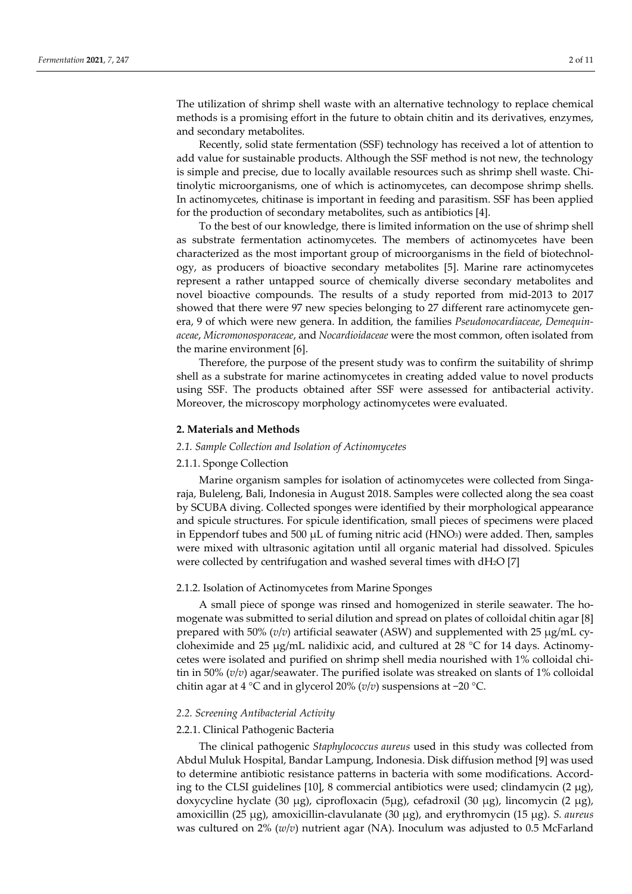The utilization of shrimp shell waste with an alternative technology to replace chemical methods is a promising effort in the future to obtain chitin and its derivatives, enzymes, and secondary metabolites.

Recently, solid state fermentation (SSF) technology has received a lot of attention to add value for sustainable products. Although the SSF method is not new, the technology is simple and precise, due to locally available resources such as shrimp shell waste. Chitinolytic microorganisms, one of which is actinomycetes, can decompose shrimp shells. In actinomycetes, chitinase is important in feeding and parasitism. SSF has been applied for the production of secondary metabolites, such as antibiotics [4].

To the best of our knowledge, there is limited information on the use of shrimp shell as substrate fermentation actinomycetes. The members of actinomycetes have been characterized as the most important group of microorganisms in the field of biotechnology, as producers of bioactive secondary metabolites [5]. Marine rare actinomycetes represent a rather untapped source of chemically diverse secondary metabolites and novel bioactive compounds. The results of a study reported from mid-2013 to 2017 showed that there were 97 new species belonging to 27 different rare actinomycete genera, 9 of which were new genera. In addition, the families *Pseudonocardiaceae*, *Demequinaceae*, *Micromonosporaceae*, and *Nocardioidaceae* were the most common, often isolated from the marine environment [6].

Therefore, the purpose of the present study was to confirm the suitability of shrimp shell as a substrate for marine actinomycetes in creating added value to novel products using SSF. The products obtained after SSF were assessed for antibacterial activity. Moreover, the microscopy morphology actinomycetes were evaluated.

## 2. Materials and Methods

### *2.1. Sample Collection and Isolation of Actinomycetes*

#### 2.1.1. Sponge Collection

Marine organism samples for isolation of actinomycetes were collected from Singaraja, Buleleng, Bali, Indonesia in August 2018. Samples were collected along the sea coast by SCUBA diving. Collected sponges were identified by their morphological appearance and spicule structures. For spicule identification, small pieces of specimens were placed in Eppendorf tubes and 500 μL of fuming nitric acid ($HNO_3$) were added. Then, samples were mixed with ultrasonic agitation until all organic material had dissolved. Spicules were collected by centrifugation and washed several times with $dH_2O$ [7]

#### 2.1.2. Isolation of Actinomycetes from Marine Sponges

A small piece of sponge was rinsed and homogenized in sterile seawater. The homogenate was submitted to serial dilution and spread on plates of colloidal chitin agar [8] prepared with 50% (*v*/*v*) artificial seawater (ASW) and supplemented with 25 μg/mL cycloheximide and 25 μg/mL nalidixic acid, and cultured at 28 °C for 14 days. Actinomycetes were isolated and purified on shrimp shell media nourished with 1% colloidal chitin in 50% (*v*/*v*) agar/seawater. The purified isolate was streaked on slants of 1% colloidal chitin agar at 4 °C and in glycerol 20% (*v*/*v*) suspensions at −20 °C.

### *2.2. Screening Antibacterial Activity*

#### 2.2.1. Clinical Pathogenic Bacteria

The clinical pathogenic *Staphylococcus aureus* used in this study was collected from Abdul Muluk Hospital, Bandar Lampung, Indonesia. Disk diffusion method [9] was used to determine antibiotic resistance patterns in bacteria with some modifications. According to the CLSI guidelines [10], 8 commercial antibiotics were used; clindamycin (2 μg), doxycycline hyclate (30 μg), ciprofloxacin (5μg), cefadroxil (30 μg), lincomycin (2 μg), amoxicillin (25 μg), amoxicillin-clavulanate (30 μg), and erythromycin (15 μg). *S. aureus* was cultured on 2% (*w*/*v*) nutrient agar (NA). Inoculum was adjusted to 0.5 McFarland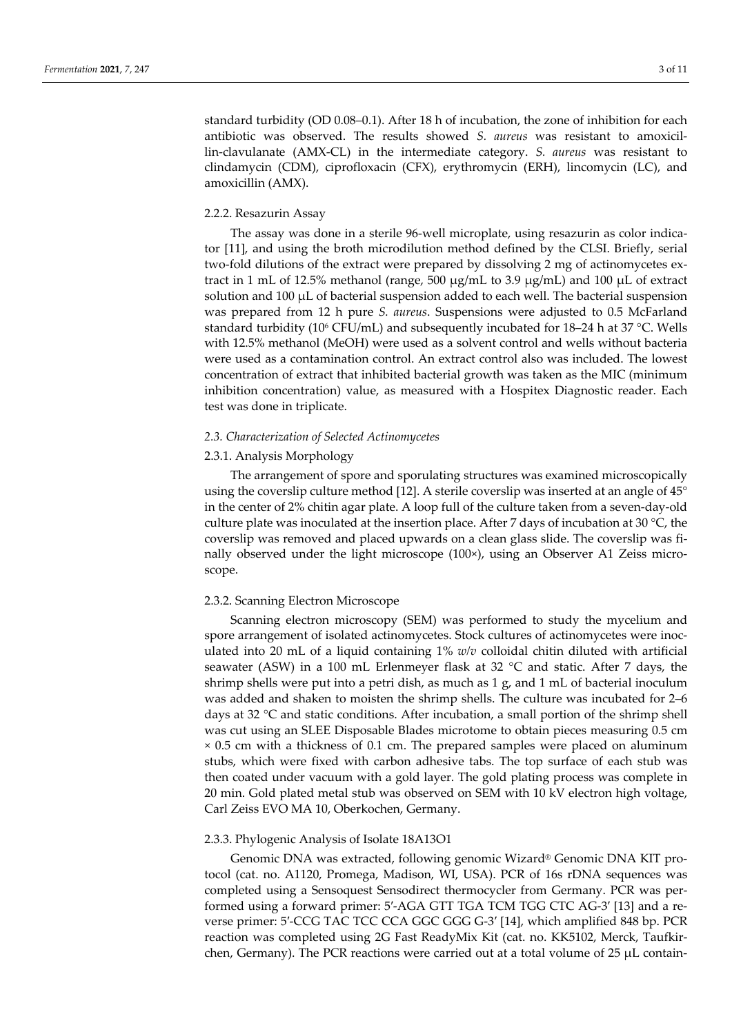standard turbidity (OD 0.08–0.1). After 18 h of incubation, the zone of inhibition for each antibiotic was observed. The results showed *S. aureus* was resistant to amoxicillin-clavulanate (AMX-CL) in the intermediate category. *S. aureus* was resistant to clindamycin (CDM), ciprofloxacin (CFX), erythromycin (ERH), lincomycin (LC), and amoxicillin (AMX).

#### 2.2.2. Resazurin Assay

The assay was done in a sterile 96-well microplate, using resazurin as color indicator [11], and using the broth microdilution method defined by the CLSI. Briefly, serial two-fold dilutions of the extract were prepared by dissolving 2 mg of actinomycetes extract in 1 mL of 12.5% methanol (range, 500 μg/mL to 3.9 μg/mL) and 100 μL of extract solution and 100 μL of bacterial suspension added to each well. The bacterial suspension was prepared from 12 h pure *S. aureus*. Suspensions were adjusted to 0.5 McFarland standard turbidity ($10^6$ CFU/mL) and subsequently incubated for 18–24 h at 37 °C. Wells with 12.5% methanol (MeOH) were used as a solvent control and wells without bacteria were used as a contamination control. An extract control also was included. The lowest concentration of extract that inhibited bacterial growth was taken as the MIC (minimum inhibition concentration) value, as measured with a Hospitex Diagnostic reader. Each test was done in triplicate.

### *2.3. Characterization of Selected Actinomycetes*

#### 2.3.1. Analysis Morphology

The arrangement of spore and sporulating structures was examined microscopically using the coverslip culture method [12]. A sterile coverslip was inserted at an angle of 45° in the center of 2% chitin agar plate. A loop full of the culture taken from a seven-day-old culture plate was inoculated at the insertion place. After 7 days of incubation at 30 °C, the coverslip was removed and placed upwards on a clean glass slide. The coverslip was finally observed under the light microscope (100×), using an Observer A1 Zeiss microscope.

#### 2.3.2. Scanning Electron Microscope

Scanning electron microscopy (SEM) was performed to study the mycelium and spore arrangement of isolated actinomycetes. Stock cultures of actinomycetes were inoculated into 20 mL of a liquid containing 1% *w*/*v* colloidal chitin diluted with artificial seawater (ASW) in a 100 mL Erlenmeyer flask at 32 °C and static. After 7 days, the shrimp shells were put into a petri dish, as much as 1 g, and 1 mL of bacterial inoculum was added and shaken to moisten the shrimp shells. The culture was incubated for 2–6 days at 32 °C and static conditions. After incubation, a small portion of the shrimp shell was cut using an SLEE Disposable Blades microtome to obtain pieces measuring 0.5 cm × 0.5 cm with a thickness of 0.1 cm. The prepared samples were placed on aluminum stubs, which were fixed with carbon adhesive tabs. The top surface of each stub was then coated under vacuum with a gold layer. The gold plating process was complete in 20 min. Gold plated metal stub was observed on SEM with 10 kV electron high voltage, Carl Zeiss EVO MA 10, Oberkochen, Germany.

#### 2.3.3. Phylogenic Analysis of Isolate 18A13O1

Genomic DNA was extracted, following genomic Wizard® Genomic DNA KIT protocol (cat. no. A1120, Promega, Madison, WI, USA). PCR of 16s rDNA sequences was completed using a Sensoquest Sensodirect thermocycler from Germany. PCR was performed using a forward primer: 5′-AGA GTT TGA TCM TGG CTC AG-3′ [13] and a reverse primer: 5′-CCG TAC TCC CCA GGC GGG G-3′ [14], which amplified 848 bp. PCR reaction was completed using 2G Fast ReadyMix Kit (cat. no. KK5102, Merck, Taufkirchen, Germany). The PCR reactions were carried out at a total volume of 25 μL contain-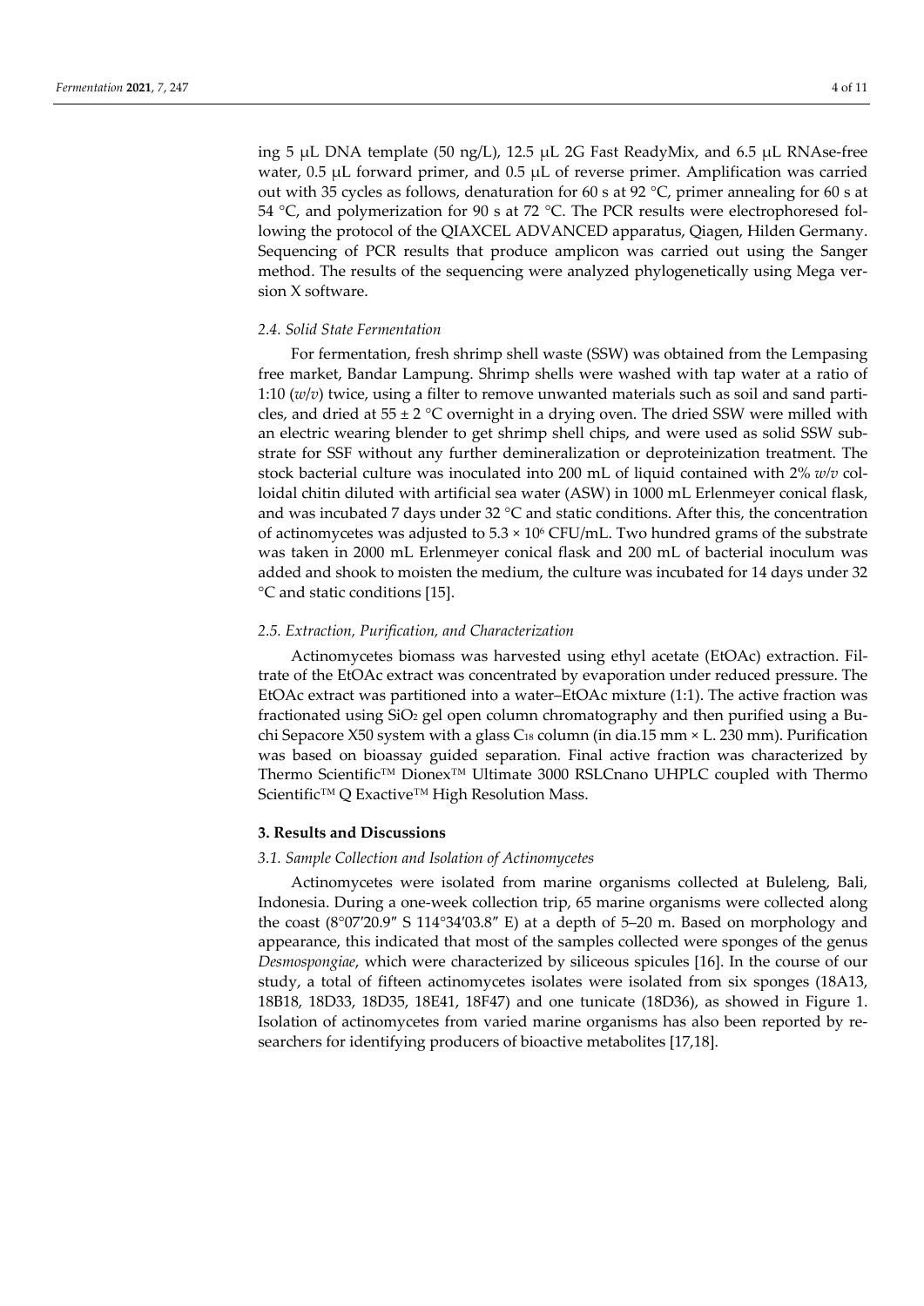ing 5 μL DNA template (50 ng/L), 12.5 μL 2G Fast ReadyMix, and 6.5 μL RNAse-free water, 0.5 μL forward primer, and 0.5 μL of reverse primer. Amplification was carried out with 35 cycles as follows, denaturation for 60 s at 92 °C, primer annealing for 60 s at 54 °C, and polymerization for 90 s at 72 °C. The PCR results were electrophoresed following the protocol of the QIAXCEL ADVANCED apparatus, Qiagen, Hilden Germany. Sequencing of PCR results that produce amplicon was carried out using the Sanger method. The results of the sequencing were analyzed phylogenetically using Mega version X software.

### *2.4. Solid State Fermentation*

For fermentation, fresh shrimp shell waste (SSW) was obtained from the Lempasing free market, Bandar Lampung. Shrimp shells were washed with tap water at a ratio of 1:10 (*w*/*v*) twice, using a filter to remove unwanted materials such as soil and sand particles, and dried at 55 ± 2 °C overnight in a drying oven. The dried SSW were milled with an electric wearing blender to get shrimp shell chips, and were used as solid SSW substrate for SSF without any further demineralization or deproteinization treatment. The stock bacterial culture was inoculated into 200 mL of liquid contained with 2% *w*/*v* colloidal chitin diluted with artificial sea water (ASW) in 1000 mL Erlenmeyer conical flask, and was incubated 7 days under 32 °C and static conditions. After this, the concentration of actinomycetes was adjusted to $5.3 \times 10^6$ CFU/mL. Two hundred grams of the substrate was taken in 2000 mL Erlenmeyer conical flask and 200 mL of bacterial inoculum was added and shook to moisten the medium, the culture was incubated for 14 days under 32 °C and static conditions [15].

### *2.5. Extraction, Purification, and Characterization*

Actinomycetes biomass was harvested using ethyl acetate (EtOAc) extraction. Filtrate of the EtOAc extract was concentrated by evaporation under reduced pressure. The EtOAc extract was partitioned into a water–EtOAc mixture (1:1). The active fraction was fractionated using $SiO_2$ gel open column chromatography and then purified using a Buchi Sepacore X50 system with a glass $C_{18}$ column (in dia.15 mm × L. 230 mm). Purification was based on bioassay guided separation. Final active fraction was characterized by Thermo Scientific™ Dionex™ Ultimate 3000 RSLCnano UHPLC coupled with Thermo Scientific™ Q Exactive™ High Resolution Mass.

## **3. Results and Discussions**

### *3.1. Sample Collection and Isolation of Actinomycetes*

Actinomycetes were isolated from marine organisms collected at Buleleng, Bali, Indonesia. During a one-week collection trip, 65 marine organisms were collected along the coast (8°07′20.9″ S 114°34′03.8″ E) at a depth of 5–20 m. Based on morphology and appearance, this indicated that most of the samples collected were sponges of the genus *Desmospongiae*, which were characterized by siliceous spicules [16]. In the course of our study, a total of fifteen actinomycetes isolates were isolated from six sponges (18A13, 18B18, 18D33, 18D35, 18E41, 18F47) and one tunicate (18D36), as showed in Figure 1. Isolation of actinomycetes from varied marine organisms has also been reported by researchers for identifying producers of bioactive metabolites [17,18].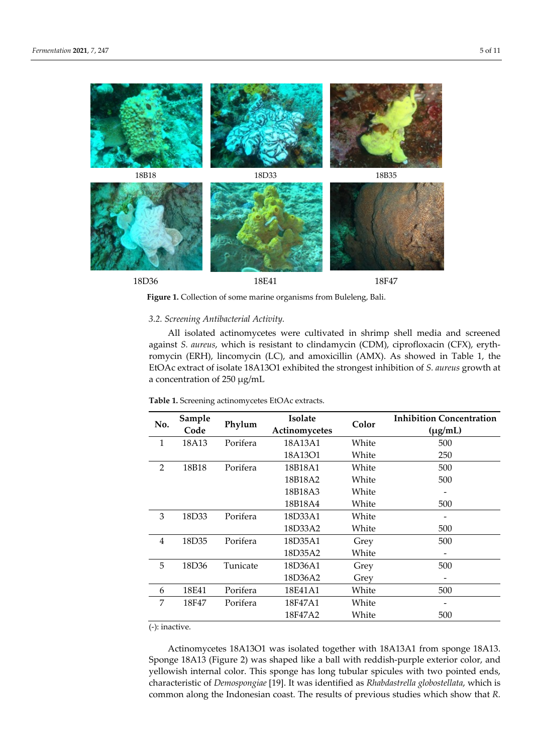18B18 18D33 18B35

18D36 18E41 18F47

**Figure 1.** Collection of some marine organisms from Buleleng, Bali.

### 3.2. Screening Antibacterial Activity.

All isolated actinomycetes were cultivated in shrimp shell media and screened against *S. aureus*, which is resistant to clindamycin (CDM), ciprofloxacin (CFX), erythromycin (ERH), lincomycin (LC), and amoxicillin (AMX). As showed in Table 1, the EtOAc extract of isolate 18A13O1 exhibited the strongest inhibition of *S. aureus* growth at a concentration of 250 μg/mL

**Table 1.** Screening actinomycetes EtOAc extracts.

| No. | Sample Code | Phylum | Isolate Actinomycetes | Color | Inhibition Concentration (μg/mL) |
|---|---|---|---|---|---|
| 1 | 18A13 | Porifera | 18A13A1 | White | 500 |
| | | | 18A13O1 | White | 250 |
| 2 | 18B18 | Porifera | 18B18A1 | White | 500 |
| | | | 18B18A2 | White | 500 |
| | | | 18B18A3 | White | - |
| | | | 18B18A4 | White | 500 |
| 3 | 18D33 | Porifera | 18D33A1 | White | - |
| | | | 18D33A2 | White | 500 |
| 4 | 18D35 | Porifera | 18D35A1 | Grey | 500 |
| | | | 18D35A2 | White | - |
| 5 | 18D36 | Tunicate | 18D36A1 | Grey | 500 |
| | | | 18D36A2 | Grey | - |
| 6 | 18E41 | Porifera | 18E41A1 | White | 500 |
| 7 | 18F47 | Porifera | 18F47A1 | White | - |
| | | | 18F47A2 | White | 500 |

(-): inactive.

Actinomycetes 18A13O1 was isolated together with 18A13A1 from sponge 18A13. Sponge 18A13 (Figure 2) was shaped like a ball with reddish-purple exterior color, and yellowish internal color. This sponge has long tubular spicules with two pointed ends, characteristic of *Demospongiae* [19]. It was identified as *Rhabdastrella globostellata*, which is common along the Indonesian coast. The results of previous studies which show that *R.*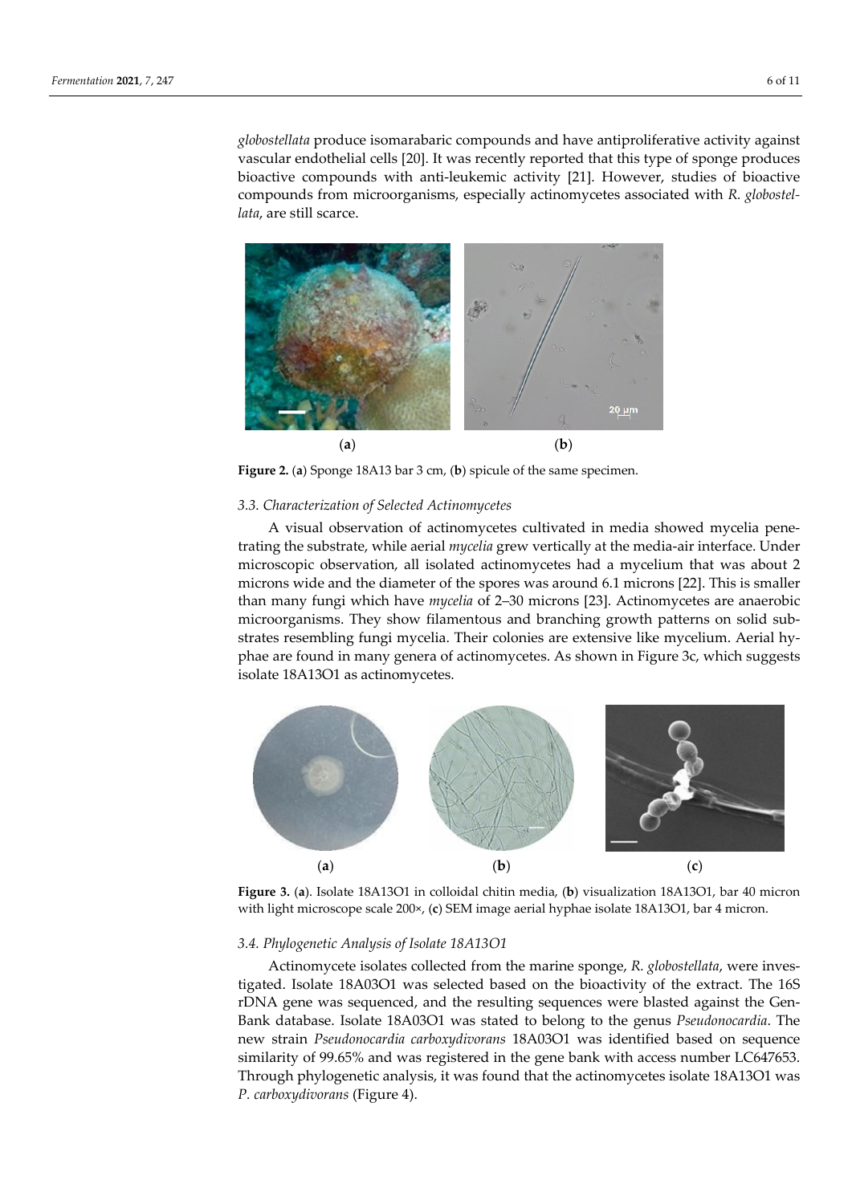*globostellata* produce isomarabaric compounds and have antiproliferative activity against vascular endothelial cells [20]. It was recently reported that this type of sponge produces bioactive compounds with anti-leukemic activity [21]. However, studies of bioactive compounds from microorganisms, especially actinomycetes associated with *R. globostellata*, are still scarce.

**Figure 2.** (**a**) Sponge 18A13 bar 3 cm, (**b**) spicule of the same specimen.

### 3.3. Characterization of Selected Actinomycetes

A visual observation of actinomycetes cultivated in media showed mycelia penetrating the substrate, while aerial *mycelia* grew vertically at the media-air interface. Under microscopic observation, all isolated actinomycetes had a mycelium that was about 2 microns wide and the diameter of the spores was around 6.1 microns [22]. This is smaller than many fungi which have *mycelia* of 2–30 microns [23]. Actinomycetes are anaerobic microorganisms. They show filamentous and branching growth patterns on solid substrates resembling fungi mycelia. Their colonies are extensive like mycelium. Aerial hyphae are found in many genera of actinomycetes. As shown in Figure 3c, which suggests isolate 18A13O1 as actinomycetes.

**Figure 3.** (**a**). Isolate 18A13O1 in colloidal chitin media, (**b**) visualization 18A13O1, bar 40 micron with light microscope scale 200×, (**c**) SEM image aerial hyphae isolate 18A13O1, bar 4 micron.

### 3.4. Phylogenetic Analysis of Isolate 18A13O1

Actinomycete isolates collected from the marine sponge, *R. globostellata*, were investigated. Isolate 18A03O1 was selected based on the bioactivity of the extract. The 16S rDNA gene was sequenced, and the resulting sequences were blasted against the GenBank database. Isolate 18A03O1 was stated to belong to the genus *Pseudonocardia*. The new strain *Pseudonocardia carboxydivorans* 18A03O1 was identified based on sequence similarity of 99.65% and was registered in the gene bank with access number LC647653. Through phylogenetic analysis, it was found that the actinomycetes isolate 18A13O1 was *P. carboxydivorans* (Figure 4).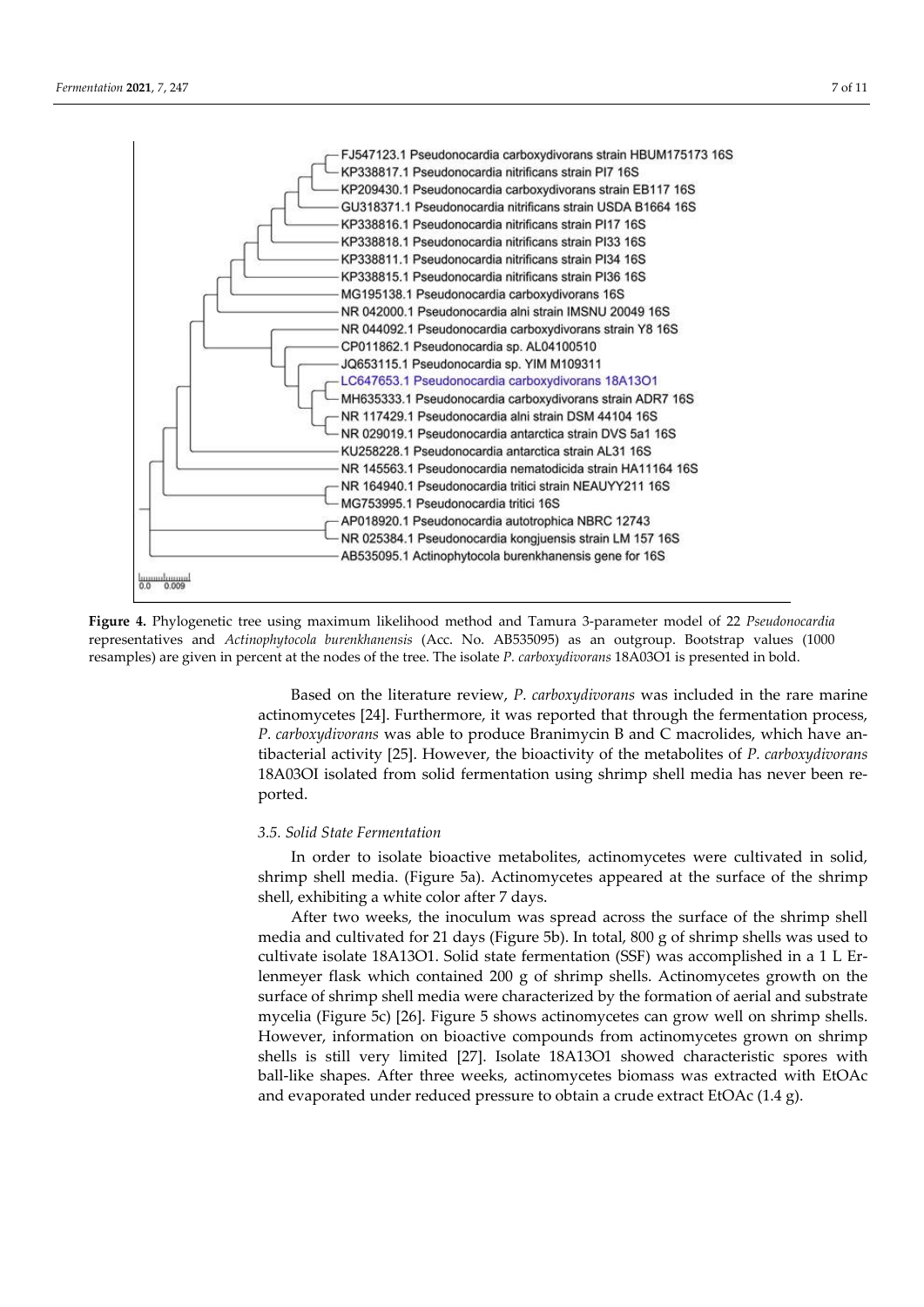Figure 4. Phylogenetic tree using maximum likelihood method and Tamura 3-parameter model of 22 *Pseudonocardia* representatives and *Actinophytocola burenkhanensis* (Acc. No. AB535095) as an outgroup. Bootstrap values (1000 resamples) are given in percent at the nodes of the tree. The isolate *P. carboxydivorans* 18A03O1 is presented in bold.

Based on the literature review, *P. carboxydivorans* was included in the rare marine actinomycetes [24]. Furthermore, it was reported that through the fermentation process, *P. carboxydivorans* was able to produce Branimycin B and C macrolides, which have antibacterial activity [25]. However, the bioactivity of the metabolites of *P. carboxydivorans* 18A03OI isolated from solid fermentation using shrimp shell media has never been reported.

### 3.5. Solid State Fermentation

In order to isolate bioactive metabolites, actinomycetes were cultivated in solid, shrimp shell media. (Figure 5a). Actinomycetes appeared at the surface of the shrimp shell, exhibiting a white color after 7 days.

After two weeks, the inoculum was spread across the surface of the shrimp shell media and cultivated for 21 days (Figure 5b). In total, 800 g of shrimp shells was used to cultivate isolate 18A13O1. Solid state fermentation (SSF) was accomplished in a 1 L Erlenmeyer flask which contained 200 g of shrimp shells. Actinomycetes growth on the surface of shrimp shell media were characterized by the formation of aerial and substrate mycelia (Figure 5c) [26]. Figure 5 shows actinomycetes can grow well on shrimp shells. However, information on bioactive compounds from actinomycetes grown on shrimp shells is still very limited [27]. Isolate 18A13O1 showed characteristic spores with ball-like shapes. After three weeks, actinomycetes biomass was extracted with EtOAc and evaporated under reduced pressure to obtain a crude extract EtOAc (1.4 g).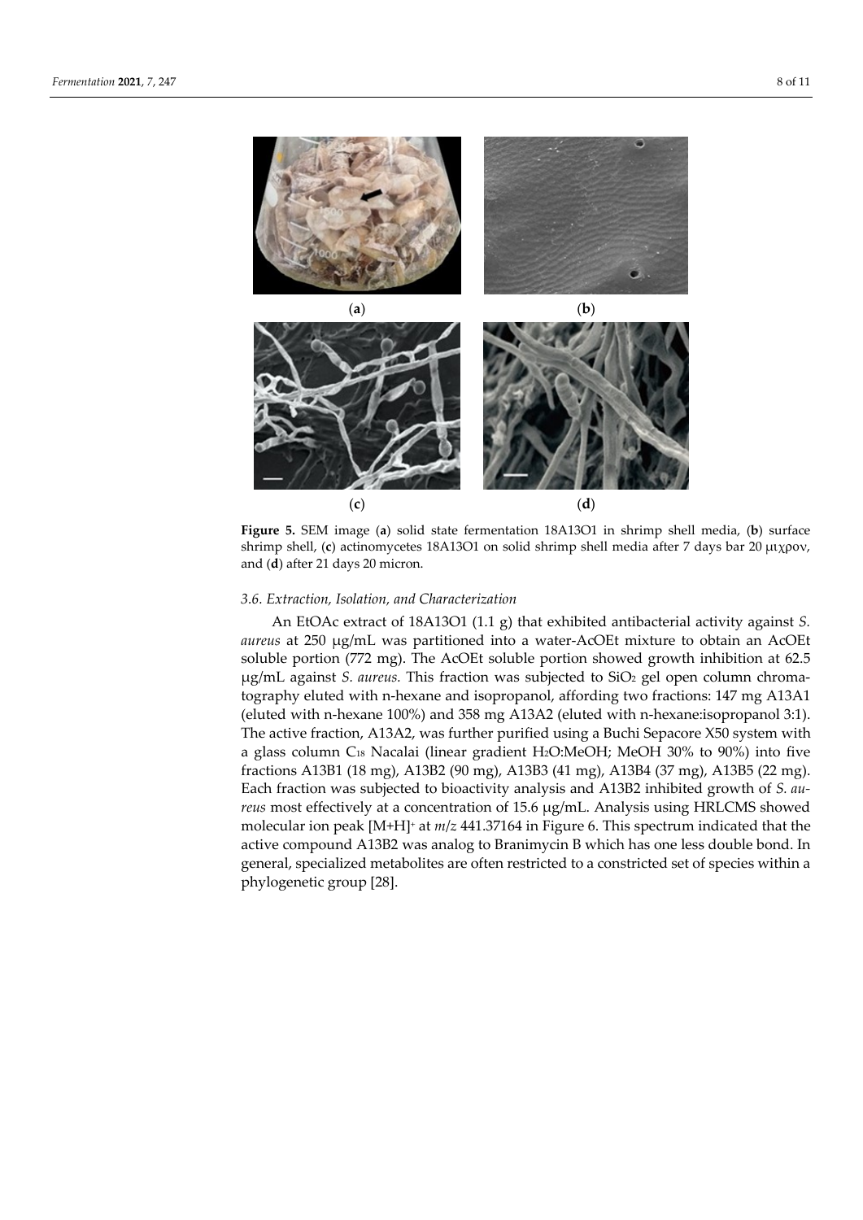(**a**) (**b**)

(**c**) (**d**)

**Figure 5.** SEM image (**a**) solid state fermentation 18A13O1 in shrimp shell media, (**b**) surface shrimp shell, (**c**) actinomycetes 18A13O1 on solid shrimp shell media after 7 days bar 20 μιχρον, and (**d**) after 21 days 20 micron.

### 3.6. Extraction, Isolation, and Characterization

An EtOAc extract of 18A13O1 (1.1 g) that exhibited antibacterial activity against *S. aureus* at 250 μg/mL was partitioned into a water-AcOEt mixture to obtain an AcOEt soluble portion (772 mg). The AcOEt soluble portion showed growth inhibition at 62.5 μg/mL against *S. aureus*. This fraction was subjected to $SiO_2$ gel open column chromatography eluted with n-hexane and isopropanol, affording two fractions: 147 mg A13A1 (eluted with n-hexane 100%) and 358 mg A13A2 (eluted with n-hexane:isopropanol 3:1). The active fraction, A13A2, was further purified using a Buchi Sepacore X50 system with a glass column $C_{18}$ Nacalai (linear gradient $H_2O$:MeOH; MeOH 30% to 90%) into five fractions A13B1 (18 mg), A13B2 (90 mg), A13B3 (41 mg), A13B4 (37 mg), A13B5 (22 mg). Each fraction was subjected to bioactivity analysis and A13B2 inhibited growth of *S. aureus* most effectively at a concentration of 15.6 μg/mL. Analysis using HRLCMS showed molecular ion peak $[M+H]^+$ at *m/z* 441.37164 in Figure 6. This spectrum indicated that the active compound A13B2 was analog to Branimycin B which has one less double bond. In general, specialized metabolites are often restricted to a constricted set of species within a phylogenetic group [28].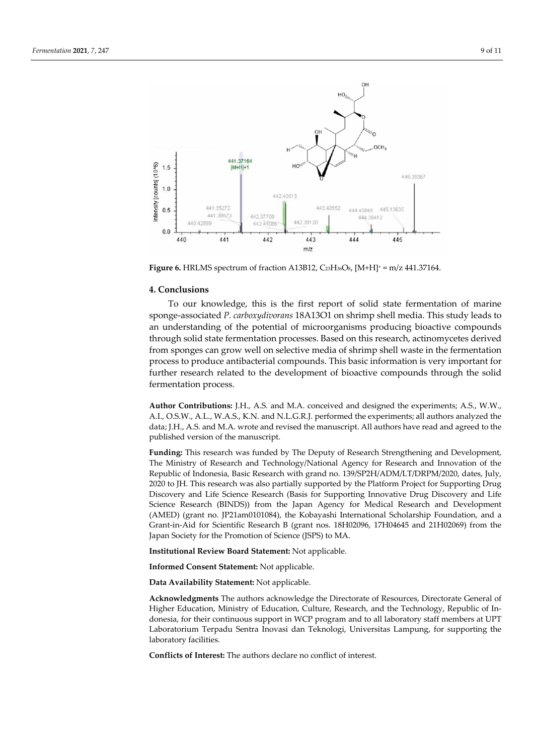**Figure 6.** HRLMS spectrum of fraction A13B12, $C_{23}H_{36}O_8$, $[M+H]^+$ = m/z 441.37164.

## 4. Conclusions

To our knowledge, this is the first report of solid state fermentation of marine sponge-associated *P. carboxydivorans* 18A13O1 on shrimp shell media. This study leads to an understanding of the potential of microorganisms producing bioactive compounds through solid state fermentation processes. Based on this research, actinomycetes derived from sponges can grow well on selective media of shrimp shell waste in the fermentation process to produce antibacterial compounds. This basic information is very important for further research related to the development of bioactive compounds through the solid fermentation process.

**Author Contributions:** J.H., A.S. and M.A. conceived and designed the experiments; A.S., W.W., A.I., O.S.W., A.L., W.A.S., K.N. and N.L.G.R.J. performed the experiments; all authors analyzed the data; J.H., A.S. and M.A. wrote and revised the manuscript. All authors have read and agreed to the published version of the manuscript.

**Funding:** This research was funded by The Deputy of Research Strengthening and Development, The Ministry of Research and Technology/National Agency for Research and Innovation of the Republic of Indonesia, Basic Research with grand no. 139/SP2H/ADM/LT/DRPM/2020, dates, July, 2020 to JH. This research was also partially supported by the Platform Project for Supporting Drug Discovery and Life Science Research (Basis for Supporting Innovative Drug Discovery and Life Science Research (BINDS)) from the Japan Agency for Medical Research and Development (AMED) (grant no. JP21am0101084), the Kobayashi International Scholarship Foundation, and a Grant-in-Aid for Scientific Research B (grant nos. 18H02096, 17H04645 and 21H02069) from the Japan Society for the Promotion of Science (JSPS) to MA.

**Institutional Review Board Statement:** Not applicable.

**Informed Consent Statement:** Not applicable.

**Data Availability Statement:** Not applicable.

**Acknowledgments** The authors acknowledge the Directorate of Resources, Directorate General of Higher Education, Ministry of Education, Culture, Research, and the Technology, Republic of Indonesia, for their continuous support in WCP program and to all laboratory staff members at UPT Laboratorium Terpadu Sentra Inovasi dan Teknologi, Universitas Lampung, for supporting the laboratory facilities.

**Conflicts of Interest:** The authors declare no conflict of interest.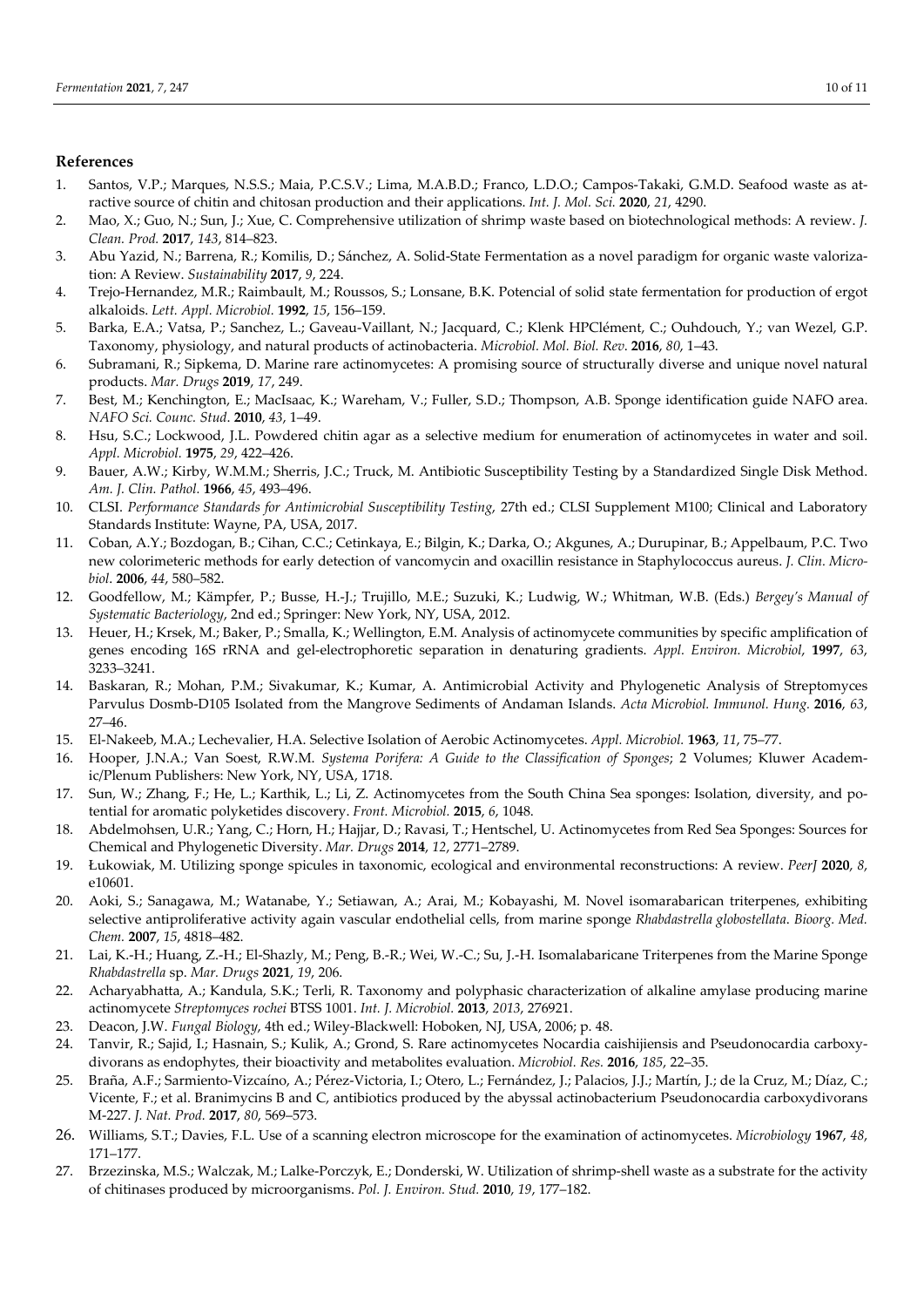## References

1. Santos, V.P.; Marques, N.S.S.; Maia, P.C.S.V.; Lima, M.A.B.D.; Franco, L.D.O.; Campos-Takaki, G.M.D. Seafood waste as attractive source of chitin and chitosan production and their applications. *Int. J. Mol. Sci.* **2020**, *21*, 4290.
2. Mao, X.; Guo, N.; Sun, J.; Xue, C. Comprehensive utilization of shrimp waste based on biotechnological methods: A review. *J. Clean. Prod.* **2017**, *143*, 814–823.
3. Abu Yazid, N.; Barrena, R.; Komilis, D.; Sánchez, A. Solid-State Fermentation as a novel paradigm for organic waste valorization: A Review. *Sustainability* **2017**, *9*, 224.
4. Trejo-Hernandez, M.R.; Raimbault, M.; Roussos, S.; Lonsane, B.K. Potencial of solid state fermentation for production of ergot alkaloids. *Lett. Appl. Microbiol.* **1992**, *15*, 156–159.
5. Barka, E.A.; Vatsa, P.; Sanchez, L.; Gaveau-Vaillant, N.; Jacquard, C.; Klenk HPClément, C.; Ouhdouch, Y.; van Wezel, G.P. Taxonomy, physiology, and natural products of actinobacteria. *Microbiol. Mol. Biol. Rev.* **2016**, *80*, 1–43.
6. Subramani, R.; Sipkema, D. Marine rare actinomycetes: A promising source of structurally diverse and unique novel natural products. *Mar. Drugs* **2019**, *17*, 249.
7. Best, M.; Kenchington, E.; MacIsaac, K.; Wareham, V.; Fuller, S.D.; Thompson, A.B. Sponge identification guide NAFO area. *NAFO Sci. Counc. Stud.* **2010**, *43*, 1–49.
8. Hsu, S.C.; Lockwood, J.L. Powdered chitin agar as a selective medium for enumeration of actinomycetes in water and soil. *Appl. Microbiol.* **1975**, *29*, 422–426.
9. Bauer, A.W.; Kirby, W.M.M.; Sherris, J.C.; Truck, M. Antibiotic Susceptibility Testing by a Standardized Single Disk Method. *Am. J. Clin. Pathol.* **1966**, *45*, 493–496.
10. CLSI. *Performance Standards for Antimicrobial Susceptibility Testing*, 27th ed.; CLSI Supplement M100; Clinical and Laboratory Standards Institute: Wayne, PA, USA, 2017.
11. Coban, A.Y.; Bozdogan, B.; Cihan, C.C.; Cetinkaya, E.; Bilgin, K.; Darka, O.; Akgunes, A.; Durupinar, B.; Appelbaum, P.C. Two new colorimeteric methods for early detection of vancomycin and oxacillin resistance in Staphylococcus aureus. *J. Clin. Microbiol.* **2006**, *44*, 580–582.
12. Goodfellow, M.; Kämpfer, P.; Busse, H.-J.; Trujillo, M.E.; Suzuki, K.; Ludwig, W.; Whitman, W.B. (Eds.) *Bergey's Manual of Systematic Bacteriology*, 2nd ed.; Springer: New York, NY, USA, 2012.
13. Heuer, H.; Krsek, M.; Baker, P.; Smalla, K.; Wellington, E.M. Analysis of actinomycete communities by specific amplification of genes encoding 16S rRNA and gel-electrophoretic separation in denaturing gradients. *Appl. Environ. Microbiol*, **1997**, *63*, 3233–3241.
14. Baskaran, R.; Mohan, P.M.; Sivakumar, K.; Kumar, A. Antimicrobial Activity and Phylogenetic Analysis of Streptomyces Parvulus Dosmb-D105 Isolated from the Mangrove Sediments of Andaman Islands. *Acta Microbiol. Immunol. Hung.* **2016**, *63*, 27–46.
15. El-Nakeeb, M.A.; Lechevalier, H.A. Selective Isolation of Aerobic Actinomycetes. *Appl. Microbiol.* **1963**, *11*, 75–77.
16. Hooper, J.N.A.; Van Soest, R.W.M. *Systema Porifera: A Guide to the Classification of Sponges*; 2 Volumes; Kluwer Academic/Plenum Publishers: New York, NY, USA, 1718.
17. Sun, W.; Zhang, F.; He, L.; Karthik, L.; Li, Z. Actinomycetes from the South China Sea sponges: Isolation, diversity, and potential for aromatic polyketides discovery. *Front. Microbiol.* **2015**, *6*, 1048.
18. Abdelmohsen, U.R.; Yang, C.; Horn, H.; Hajjar, D.; Ravasi, T.; Hentschel, U. Actinomycetes from Red Sea Sponges: Sources for Chemical and Phylogenetic Diversity. *Mar. Drugs* **2014**, *12*, 2771–2789.
19. Łukowiak, M. Utilizing sponge spicules in taxonomic, ecological and environmental reconstructions: A review. *PeerJ* **2020**, *8*, e10601.
20. Aoki, S.; Sanagawa, M.; Watanabe, Y.; Setiawan, A.; Arai, M.; Kobayashi, M. Novel isomarabarican triterpenes, exhibiting selective antiproliferative activity again vascular endothelial cells, from marine sponge *Rhabdastrella globostellata*. *Bioorg. Med. Chem.* **2007**, *15*, 4818–482.
21. Lai, K.-H.; Huang, Z.-H.; El-Shazly, M.; Peng, B.-R.; Wei, W.-C.; Su, J.-H. Isomalabaricane Triterpenes from the Marine Sponge *Rhabdastrella* sp. *Mar. Drugs* **2021**, *19*, 206.
22. Acharyabhatta, A.; Kandula, S.K.; Terli, R. Taxonomy and polyphasic characterization of alkaline amylase producing marine actinomycete *Streptomyces rochei* BTSS 1001. *Int. J. Microbiol.* **2013**, *2013*, 276921.
23. Deacon, J.W. *Fungal Biology*, 4th ed.; Wiley-Blackwell: Hoboken, NJ, USA, 2006; p. 48.
24. Tanvir, R.; Sajid, I.; Hasnain, S.; Kulik, A.; Grond, S. Rare actinomycetes Nocardia caishijiensis and Pseudonocardia carboxydivorans as endophytes, their bioactivity and metabolites evaluation. *Microbiol. Res.* **2016**, *185*, 22–35.
25. Braña, A.F.; Sarmiento-Vizcaíno, A.; Pérez-Victoria, I.; Otero, L.; Fernández, J.; Palacios, J.J.; Martín, J.; de la Cruz, M.; Díaz, C.; Vicente, F.; et al. Branimycins B and C, antibiotics produced by the abyssal actinobacterium Pseudonocardia carboxydivorans M-227. *J. Nat. Prod.* **2017**, *80*, 569–573.
26. Williams, S.T.; Davies, F.L. Use of a scanning electron microscope for the examination of actinomycetes. *Microbiology* **1967**, *48*, 171–177.
27. Brzezinska, M.S.; Walczak, M.; Lalke-Porczyk, E.; Donderski, W. Utilization of shrimp-shell waste as a substrate for the activity of chitinases produced by microorganisms. *Pol. J. Environ. Stud.* **2010**, *19*, 177–182.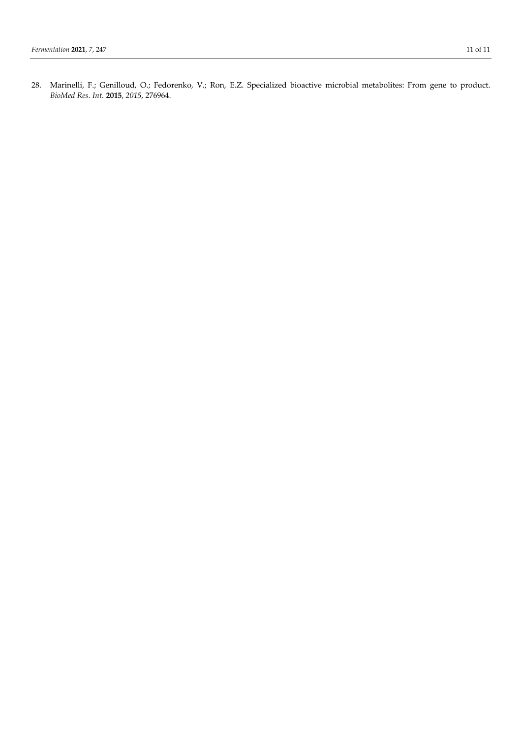28. Marinelli, F.; Genilloud, O.; Fedorenko, V.; Ron, E.Z. Specialized bioactive microbial metabolites: From gene to product. *BioMed Res. Int.* **2015**, *2015*, 276964.